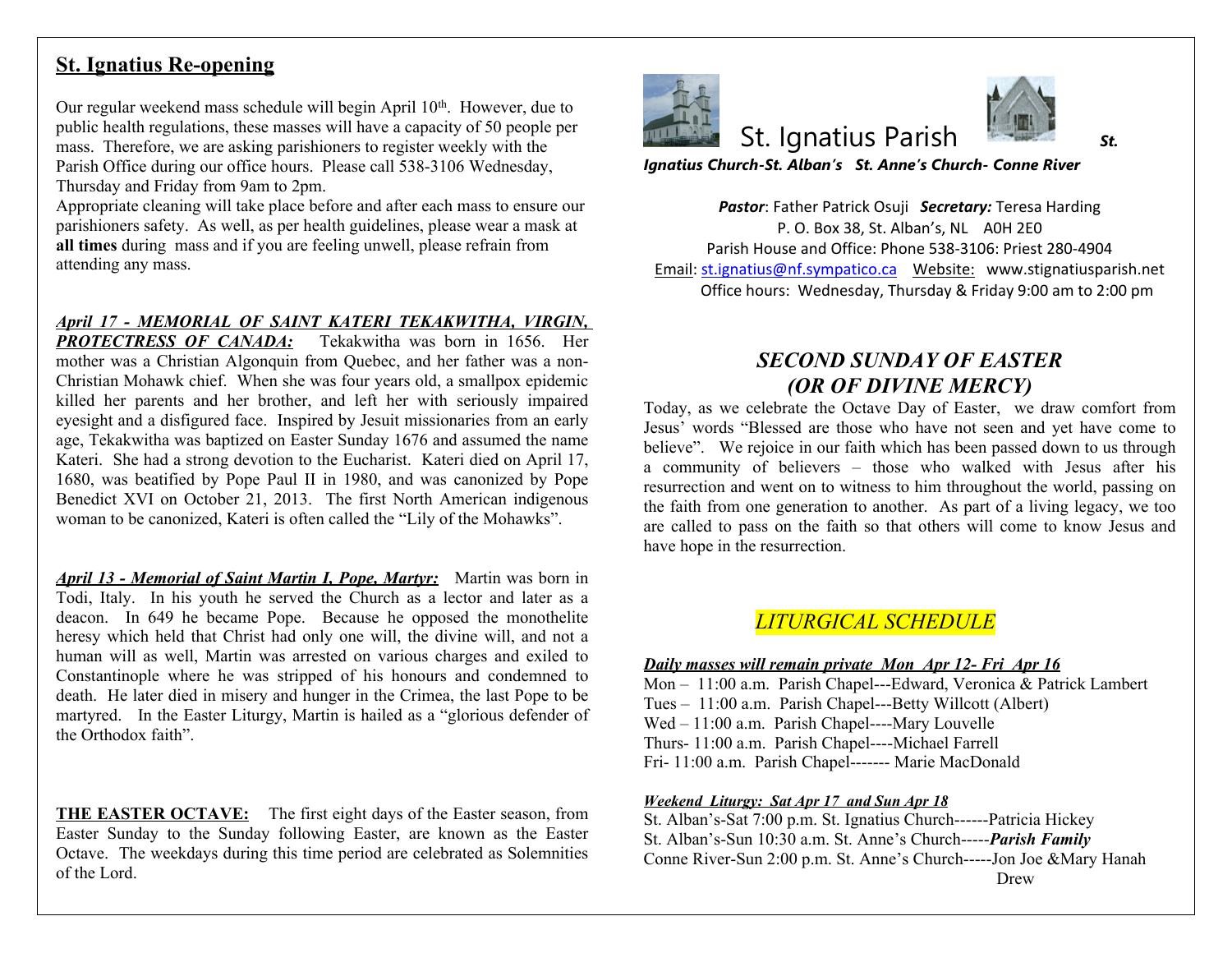## St. Ignatius Re-opening

Our regular weekend mass schedule will begin April 10th. However, due to public health regulations, these masses will have a capacity of 50 people per mass. Therefore, we are asking parishioners to register weekly with the Parish Office during our office hours. Please call 538-3106 Wednesday, Thursday and Friday from 9am to 2pm.

Appropriate cleaning will take place before and after each mass to ensure our parishioners safety. As well, as per health guidelines, please wear a mask at **all times** during mass and if you are feeling unwell, please refrain from attending any mass.

***April 17 - MEMORIAL OF SAINT KATERI TEKAKWITHA, VIRGIN, PROTECTRESS OF CANADA:*** Tekakwitha was born in 1656. Her mother was a Christian Algonquin from Quebec, and her father was a non-Christian Mohawk chief. When she was four years old, a smallpox epidemic killed her parents and her brother, and left her with seriously impaired eyesight and a disfigured face. Inspired by Jesuit missionaries from an early age, Tekakwitha was baptized on Easter Sunday 1676 and assumed the name Kateri. She had a strong devotion to the Eucharist. Kateri died on April 17, 1680, was beatified by Pope Paul II in 1980, and was canonized by Pope Benedict XVI on October 21, 2013. The first North American indigenous woman to be canonized, Kateri is often called the "Lily of the Mohawks".

***April 13 - Memorial of Saint Martin I, Pope, Martyr:*** Martin was born in Todi, Italy. In his youth he served the Church as a lector and later as a deacon. In 649 he became Pope. Because he opposed the monothelite heresy which held that Christ had only one will, the divine will, and not a human will as well, Martin was arrested on various charges and exiled to Constantinople where he was stripped of his honours and condemned to death. He later died in misery and hunger in the Crimea, the last Pope to be martyred. In the Easter Liturgy, Martin is hailed as a "glorious defender of the Orthodox faith".

**THE EASTER OCTAVE:** The first eight days of the Easter season, from Easter Sunday to the Sunday following Easter, are known as the Easter Octave. The weekdays during this time period are celebrated as Solemnities of the Lord.

# St. Ignatius Parish

***St. Ignatius Church-St. Alban's St. Anne's Church- Conne River***

***Pastor***: Father Patrick Osuji ***Secretary:*** Teresa Harding
P. O. Box 38, St. Alban's, NL A0H 2E0
Parish House and Office: Phone 538-3106: Priest 280-4904
Email: st.ignatius@nf.sympatico.ca Website: www.stignatiusparish.net
Office hours: Wednesday, Thursday & Friday 9:00 am to 2:00 pm

## *SECOND SUNDAY OF EASTER (OR OF DIVINE MERCY)*

Today, as we celebrate the Octave Day of Easter, we draw comfort from Jesus' words "Blessed are those who have not seen and yet have come to believe". We rejoice in our faith which has been passed down to us through a community of believers – those who walked with Jesus after his resurrection and went on to witness to him throughout the world, passing on the faith from one generation to another. As part of a living legacy, we too are called to pass on the faith so that others will come to know Jesus and have hope in the resurrection.

## *LITURGICAL SCHEDULE*

***Daily masses will remain private Mon Apr 12- Fri Apr 16***

Mon – 11:00 a.m. Parish Chapel---Edward, Veronica & Patrick Lambert
Tues – 11:00 a.m. Parish Chapel---Betty Willcott (Albert)
Wed – 11:00 a.m. Parish Chapel----Mary Louvelle
Thurs- 11:00 a.m. Parish Chapel----Michael Farrell
Fri- 11:00 a.m. Parish Chapel------- Marie MacDonald

***Weekend Liturgy: Sat Apr 17 and Sun Apr 18***

St. Alban's-Sat 7:00 p.m. St. Ignatius Church------Patricia Hickey
St. Alban's-Sun 10:30 a.m. St. Anne's Church-----***Parish Family***
Conne River-Sun 2:00 p.m. St. Anne's Church-----Jon Joe &Mary Hanah Drew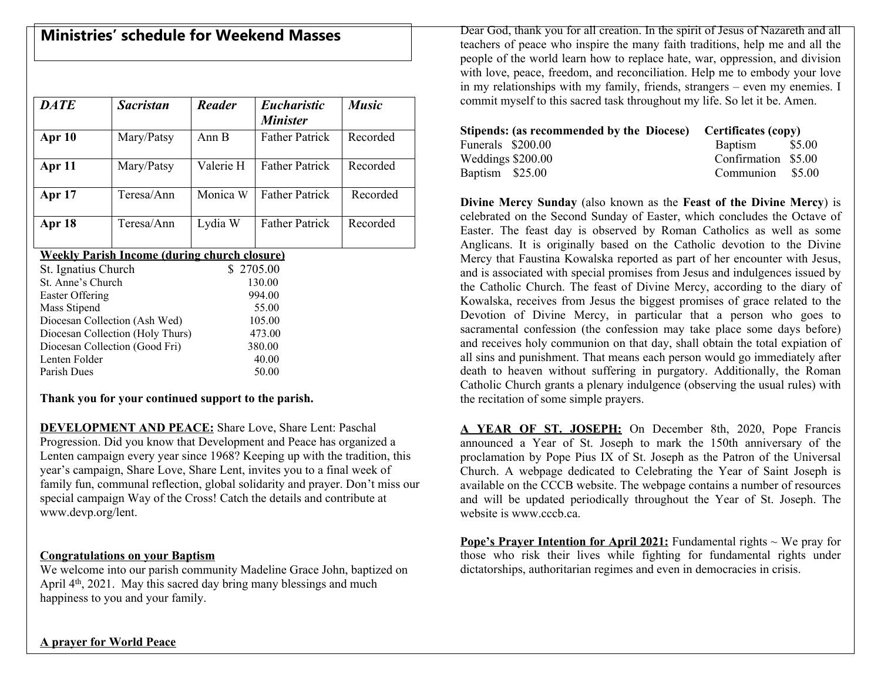## Ministries' schedule for Weekend Masses

| *DATE* | *Sacristan* | *Reader* | *Eucharistic Minister* | *Music* |
|---|---|---|---|---|
| **Apr 10** | Mary/Patsy | Ann B | Father Patrick | Recorded |
| **Apr 11** | Mary/Patsy | Valerie H | Father Patrick | Recorded |
| **Apr 17** | Teresa/Ann | Monica W | Father Patrick | Recorded |
| **Apr 18** | Teresa/Ann | Lydia W | Father Patrick | Recorded |

**Weekly Parish Income (during church closure)**

| | |
|---|---|
| St. Ignatius Church | $ 2705.00 |
| St. Anne's Church | 130.00 |
| Easter Offering | 994.00 |
| Mass Stipend | 55.00 |
| Diocesan Collection (Ash Wed) | 105.00 |
| Diocesan Collection (Holy Thurs) | 473.00 |
| Diocesan Collection (Good Fri) | 380.00 |
| Lenten Folder | 40.00 |
| Parish Dues | 50.00 |

**Thank you for your continued support to the parish.**

**DEVELOPMENT AND PEACE:** Share Love, Share Lent: Paschal Progression. Did you know that Development and Peace has organized a Lenten campaign every year since 1968? Keeping up with the tradition, this year's campaign, Share Love, Share Lent, invites you to a final week of family fun, communal reflection, global solidarity and prayer. Don't miss our special campaign Way of the Cross! Catch the details and contribute at www.devp.org/lent.

**Congratulations on your Baptism**

We welcome into our parish community Madeline Grace John, baptized on April 4th, 2021. May this sacred day bring many blessings and much happiness to you and your family.

**A prayer for World Peace**

Dear God, thank you for all creation. In the spirit of Jesus of Nazareth and all teachers of peace who inspire the many faith traditions, help me and all the people of the world learn how to replace hate, war, oppression, and division with love, peace, freedom, and reconciliation. Help me to embody your love in my relationships with my family, friends, strangers – even my enemies. I commit myself to this sacred task throughout my life. So let it be. Amen.

| **Stipends: (as recommended by the Diocese)** | | **Certificates (copy)** | |
|---|---|---|---|
| Funerals | $200.00 | Baptism | $5.00 |
| Weddings | $200.00 | Confirmation | $5.00 |
| Baptism | $25.00 | Communion | $5.00 |

**Divine Mercy Sunday** (also known as the **Feast of the Divine Mercy**) is celebrated on the Second Sunday of Easter, which concludes the Octave of Easter. The feast day is observed by Roman Catholics as well as some Anglicans. It is originally based on the Catholic devotion to the Divine Mercy that Faustina Kowalska reported as part of her encounter with Jesus, and is associated with special promises from Jesus and indulgences issued by the Catholic Church. The feast of Divine Mercy, according to the diary of Kowalska, receives from Jesus the biggest promises of grace related to the Devotion of Divine Mercy, in particular that a person who goes to sacramental confession (the confession may take place some days before) and receives holy communion on that day, shall obtain the total expiation of all sins and punishment. That means each person would go immediately after death to heaven without suffering in purgatory. Additionally, the Roman Catholic Church grants a plenary indulgence (observing the usual rules) with the recitation of some simple prayers.

**A YEAR OF ST. JOSEPH:** On December 8th, 2020, Pope Francis announced a Year of St. Joseph to mark the 150th anniversary of the proclamation by Pope Pius IX of St. Joseph as the Patron of the Universal Church. A webpage dedicated to Celebrating the Year of Saint Joseph is available on the CCCB website. The webpage contains a number of resources and will be updated periodically throughout the Year of St. Joseph. The website is www.cccb.ca.

**Pope's Prayer Intention for April 2021:** Fundamental rights ~ We pray for those who risk their lives while fighting for fundamental rights under dictatorships, authoritarian regimes and even in democracies in crisis.